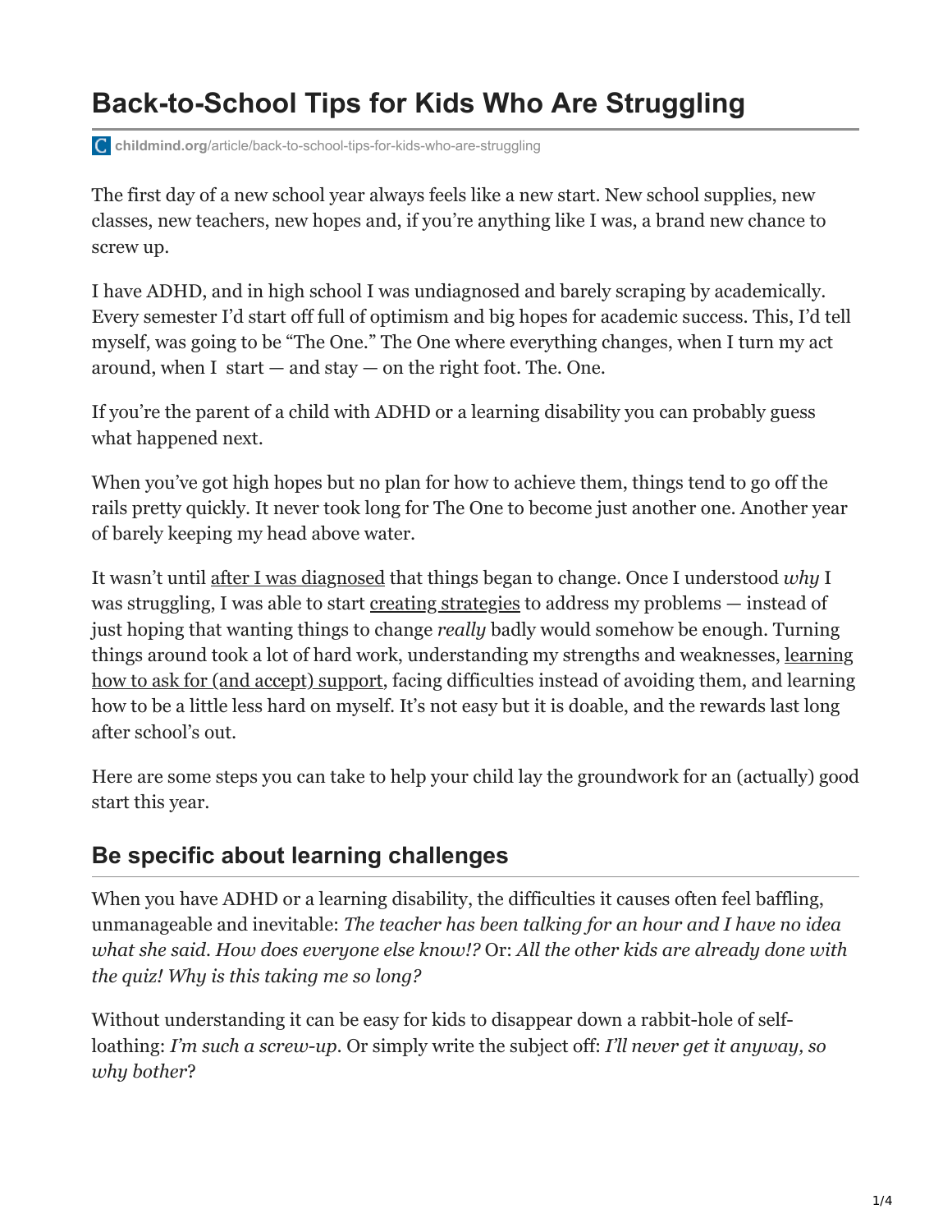# Back-to-School Tips for Kids Who Are Struggling

childmind.org/article/back-to-school-tips-for-kids-who-are-struggling

The first day of a new school year always feels like a new start. New school supplies, new classes, new teachers, new hopes and, if you're anything like I was, a brand new chance to screw up.

I have ADHD, and in high school I was undiagnosed and barely scraping by academically. Every semester I'd start off full of optimism and big hopes for academic success. This, I'd tell myself, was going to be "The One." The One where everything changes, when I turn my act around, when I start — and stay — on the right foot. The. One.

If you're the parent of a child with ADHD or a learning disability you can probably guess what happened next.

When you've got high hopes but no plan for how to achieve them, things tend to go off the rails pretty quickly. It never took long for The One to become just another one. Another year of barely keeping my head above water.

It wasn't until after I was diagnosed that things began to change. Once I understood *why* I was struggling, I was able to start creating strategies to address my problems — instead of just hoping that wanting things to change *really* badly would somehow be enough. Turning things around took a lot of hard work, understanding my strengths and weaknesses, learning how to ask for (and accept) support, facing difficulties instead of avoiding them, and learning how to be a little less hard on myself. It's not easy but it is doable, and the rewards last long after school's out.

Here are some steps you can take to help your child lay the groundwork for an (actually) good start this year.

## Be specific about learning challenges

When you have ADHD or a learning disability, the difficulties it causes often feel baffling, unmanageable and inevitable: *The teacher has been talking for an hour and I have no idea what she said. How does everyone else know!?* Or: *All the other kids are already done with the quiz! Why is this taking me so long?*

Without understanding it can be easy for kids to disappear down a rabbit-hole of self-loathing: *I'm such a screw-up*. Or simply write the subject off: *I'll never get it anyway, so why bother*?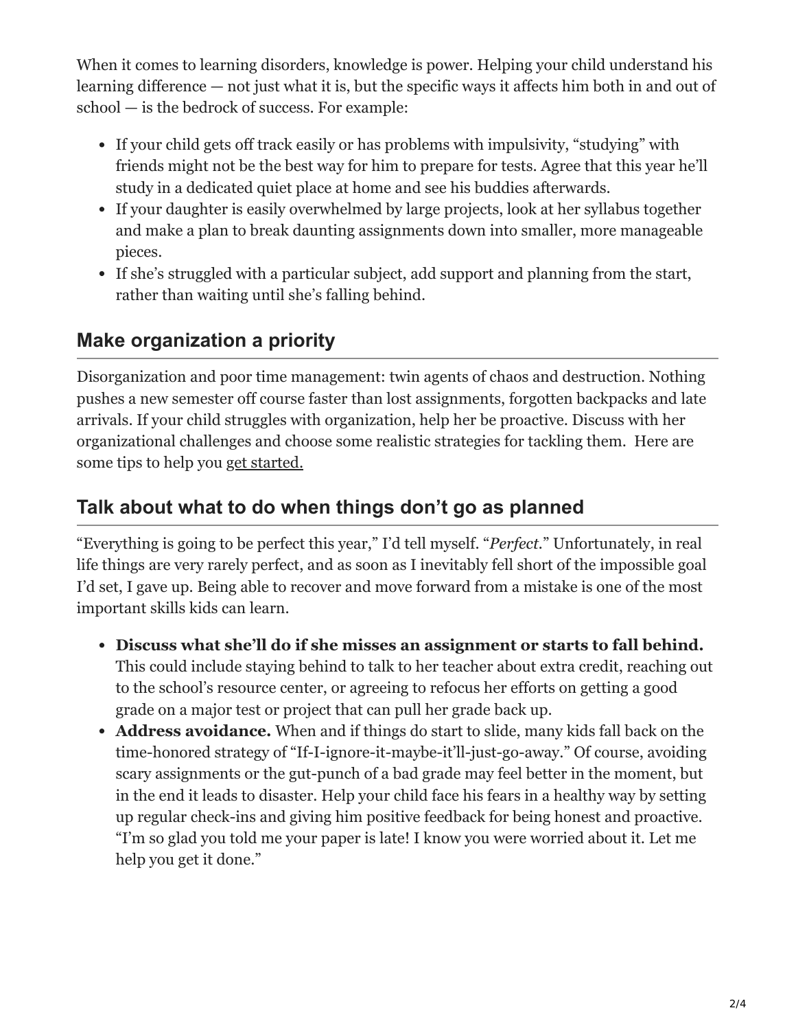When it comes to learning disorders, knowledge is power. Helping your child understand his learning difference — not just what it is, but the specific ways it affects him both in and out of school — is the bedrock of success. For example:

- If your child gets off track easily or has problems with impulsivity, "studying" with friends might not be the best way for him to prepare for tests. Agree that this year he'll study in a dedicated quiet place at home and see his buddies afterwards.
- If your daughter is easily overwhelmed by large projects, look at her syllabus together and make a plan to break daunting assignments down into smaller, more manageable pieces.
- If she's struggled with a particular subject, add support and planning from the start, rather than waiting until she's falling behind.

## Make organization a priority

Disorganization and poor time management: twin agents of chaos and destruction. Nothing pushes a new semester off course faster than lost assignments, forgotten backpacks and late arrivals. If your child struggles with organization, help her be proactive. Discuss with her organizational challenges and choose some realistic strategies for tackling them. Here are some tips to help you get started.

## Talk about what to do when things don't go as planned

"Everything is going to be perfect this year," I'd tell myself. "*Perfect*." Unfortunately, in real life things are very rarely perfect, and as soon as I inevitably fell short of the impossible goal I'd set, I gave up. Being able to recover and move forward from a mistake is one of the most important skills kids can learn.

- **Discuss what she'll do if she misses an assignment or starts to fall behind.** This could include staying behind to talk to her teacher about extra credit, reaching out to the school's resource center, or agreeing to refocus her efforts on getting a good grade on a major test or project that can pull her grade back up.
- **Address avoidance.** When and if things do start to slide, many kids fall back on the time-honored strategy of "If-I-ignore-it-maybe-it'll-just-go-away." Of course, avoiding scary assignments or the gut-punch of a bad grade may feel better in the moment, but in the end it leads to disaster. Help your child face his fears in a healthy way by setting up regular check-ins and giving him positive feedback for being honest and proactive. "I'm so glad you told me your paper is late! I know you were worried about it. Let me help you get it done."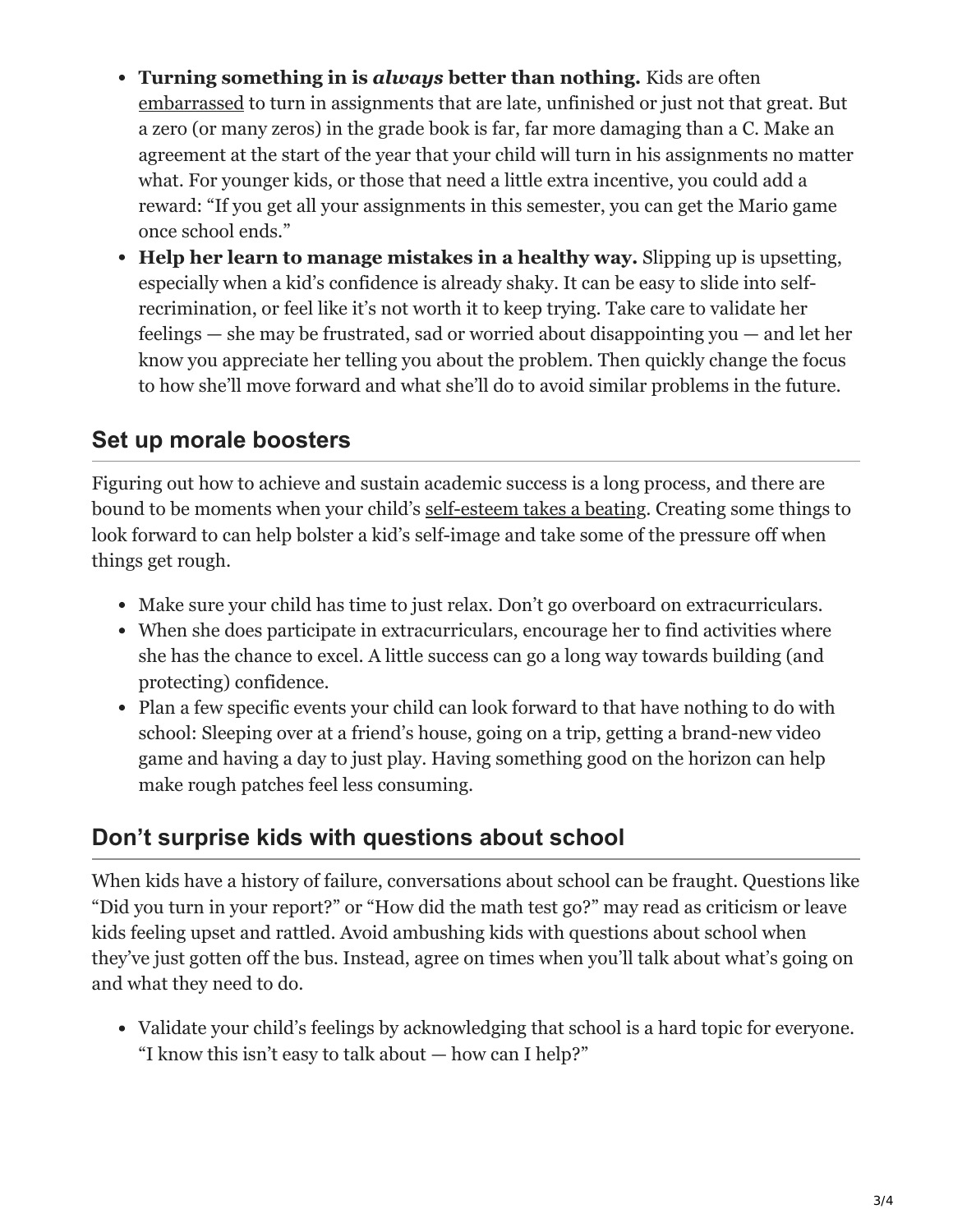- **Turning something in is *always* better than nothing.** Kids are often embarrassed to turn in assignments that are late, unfinished or just not that great. But a zero (or many zeros) in the grade book is far, far more damaging than a C. Make an agreement at the start of the year that your child will turn in his assignments no matter what. For younger kids, or those that need a little extra incentive, you could add a reward: "If you get all your assignments in this semester, you can get the Mario game once school ends."
- **Help her learn to manage mistakes in a healthy way.** Slipping up is upsetting, especially when a kid's confidence is already shaky. It can be easy to slide into self-recrimination, or feel like it's not worth it to keep trying. Take care to validate her feelings — she may be frustrated, sad or worried about disappointing you — and let her know you appreciate her telling you about the problem. Then quickly change the focus to how she'll move forward and what she'll do to avoid similar problems in the future.

## Set up morale boosters

Figuring out how to achieve and sustain academic success is a long process, and there are bound to be moments when your child's self-esteem takes a beating. Creating some things to look forward to can help bolster a kid's self-image and take some of the pressure off when things get rough.

- Make sure your child has time to just relax. Don't go overboard on extracurriculars.
- When she does participate in extracurriculars, encourage her to find activities where she has the chance to excel. A little success can go a long way towards building (and protecting) confidence.
- Plan a few specific events your child can look forward to that have nothing to do with school: Sleeping over at a friend's house, going on a trip, getting a brand-new video game and having a day to just play. Having something good on the horizon can help make rough patches feel less consuming.

## Don't surprise kids with questions about school

When kids have a history of failure, conversations about school can be fraught. Questions like "Did you turn in your report?" or "How did the math test go?" may read as criticism or leave kids feeling upset and rattled. Avoid ambushing kids with questions about school when they've just gotten off the bus. Instead, agree on times when you'll talk about what's going on and what they need to do.

- Validate your child's feelings by acknowledging that school is a hard topic for everyone. "I know this isn't easy to talk about — how can I help?"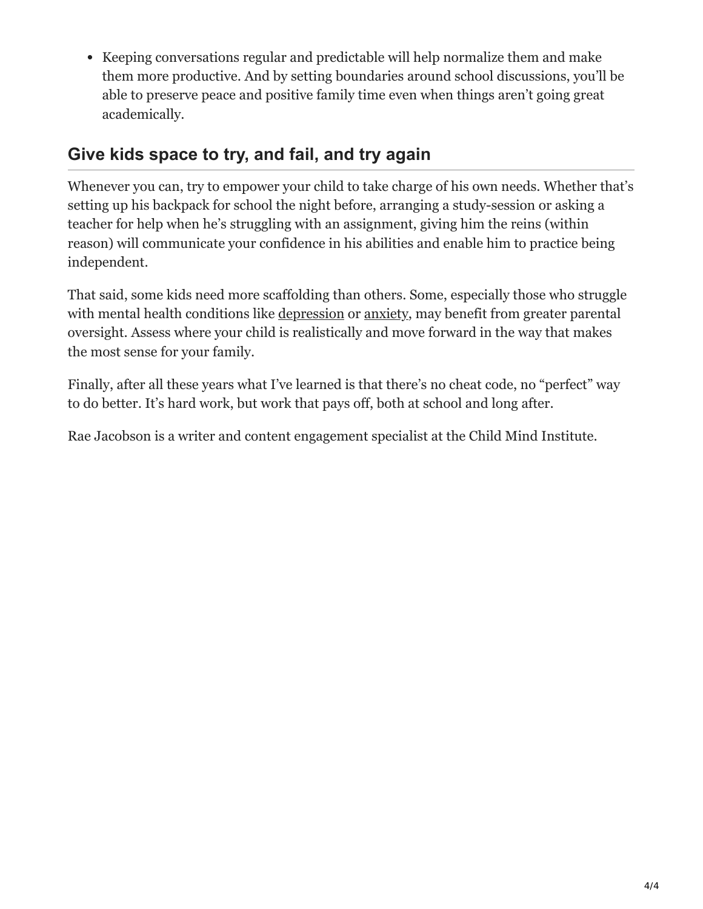- Keeping conversations regular and predictable will help normalize them and make them more productive. And by setting boundaries around school discussions, you'll be able to preserve peace and positive family time even when things aren't going great academically.

## Give kids space to try, and fail, and try again

Whenever you can, try to empower your child to take charge of his own needs. Whether that's setting up his backpack for school the night before, arranging a study-session or asking a teacher for help when he's struggling with an assignment, giving him the reins (within reason) will communicate your confidence in his abilities and enable him to practice being independent.

That said, some kids need more scaffolding than others. Some, especially those who struggle with mental health conditions like depression or anxiety, may benefit from greater parental oversight. Assess where your child is realistically and move forward in the way that makes the most sense for your family.

Finally, after all these years what I've learned is that there's no cheat code, no "perfect" way to do better. It's hard work, but work that pays off, both at school and long after.

Rae Jacobson is a writer and content engagement specialist at the Child Mind Institute.